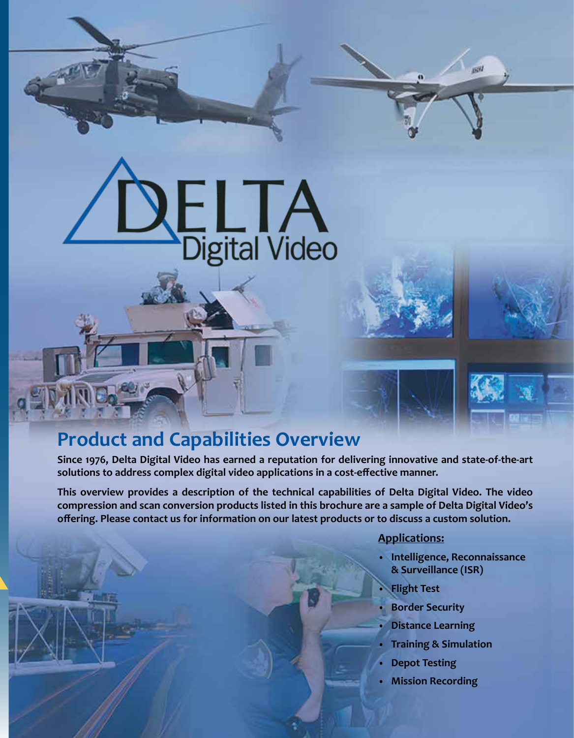# DELTA Digital Video

## Product and Capabilities Overview

**Since 1976, Delta Digital Video has earned a reputation for delivering innovative and state-of-the-art solutions to address complex digital video applications in a cost-effective manner.**

**This overview provides a description of the technical capabilities of Delta Digital Video. The video compression and scan conversion products listed in this brochure are a sample of Delta Digital Video's offering. Please contact us for information on our latest products or to discuss a custom solution.**

**Applications:**

- **Intelligence, Reconnaissance & Surveillance (ISR)**
- **Flight Test**
- **Border Security**
- **Distance Learning**
- **Training & Simulation**
- **Depot Testing**
- **Mission Recording**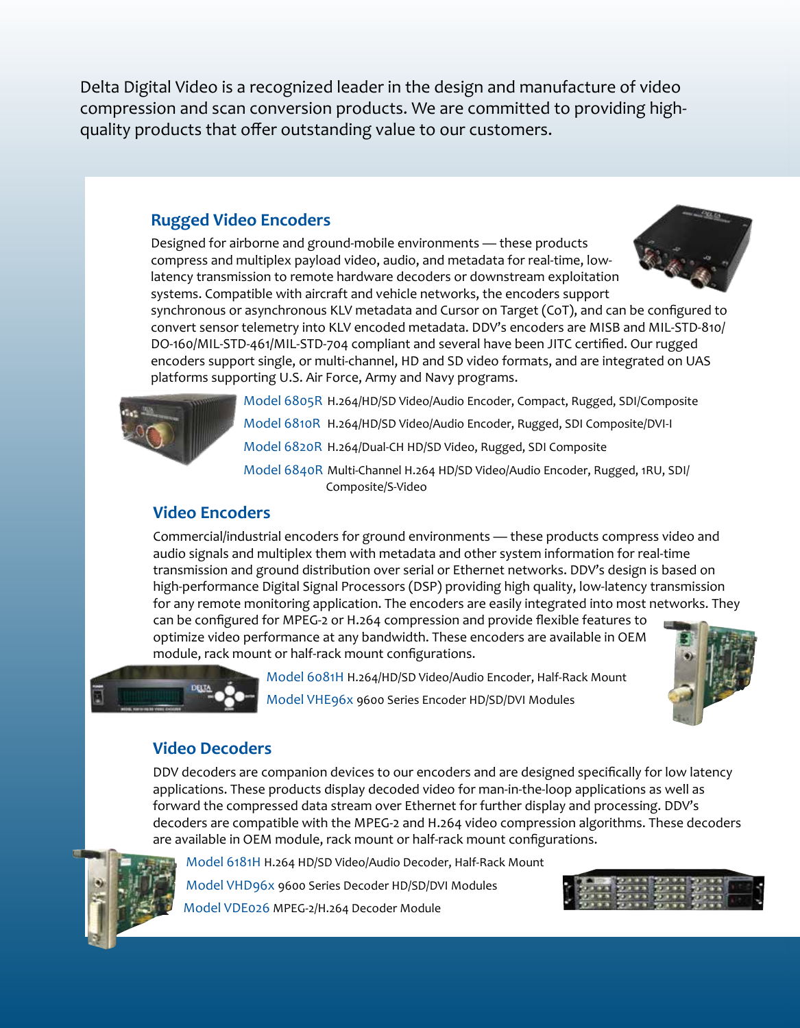Delta Digital Video is a recognized leader in the design and manufacture of video compression and scan conversion products. We are committed to providing high-quality products that offer outstanding value to our customers.

## Rugged Video Encoders

Designed for airborne and ground-mobile environments — these products compress and multiplex payload video, audio, and metadata for real-time, low-latency transmission to remote hardware decoders or downstream exploitation systems. Compatible with aircraft and vehicle networks, the encoders support synchronous or asynchronous KLV metadata and Cursor on Target (CoT), and can be configured to convert sensor telemetry into KLV encoded metadata. DDV's encoders are MISB and MIL-STD-810/DO-160/MIL-STD-461/MIL-STD-704 compliant and several have been JITC certified. Our rugged encoders support single, or multi-channel, HD and SD video formats, and are integrated on UAS platforms supporting U.S. Air Force, Army and Navy programs.

- Model 6805R H.264/HD/SD Video/Audio Encoder, Compact, Rugged, SDI/Composite
- Model 6810R H.264/HD/SD Video/Audio Encoder, Rugged, SDI Composite/DVI-I
- Model 6820R H.264/Dual-CH HD/SD Video, Rugged, SDI Composite
- Model 6840R Multi-Channel H.264 HD/SD Video/Audio Encoder, Rugged, 1RU, SDI/Composite/S-Video

## Video Encoders

Commercial/industrial encoders for ground environments — these products compress video and audio signals and multiplex them with metadata and other system information for real-time transmission and ground distribution over serial or Ethernet networks. DDV's design is based on high-performance Digital Signal Processors (DSP) providing high quality, low-latency transmission for any remote monitoring application. The encoders are easily integrated into most networks. They can be configured for MPEG-2 or H.264 compression and provide flexible features to optimize video performance at any bandwidth. These encoders are available in OEM module, rack mount or half-rack mount configurations.

- Model 6081H H.264/HD/SD Video/Audio Encoder, Half-Rack Mount
- Model VHE96x 9600 Series Encoder HD/SD/DVI Modules

## Video Decoders

DDV decoders are companion devices to our encoders and are designed specifically for low latency applications. These products display decoded video for man-in-the-loop applications as well as forward the compressed data stream over Ethernet for further display and processing. DDV's decoders are compatible with the MPEG-2 and H.264 video compression algorithms. These decoders are available in OEM module, rack mount or half-rack mount configurations.

- Model 6181H H.264 HD/SD Video/Audio Decoder, Half-Rack Mount
- Model VHD96x 9600 Series Decoder HD/SD/DVI Modules
- Model VDE026 MPEG-2/H.264 Decoder Module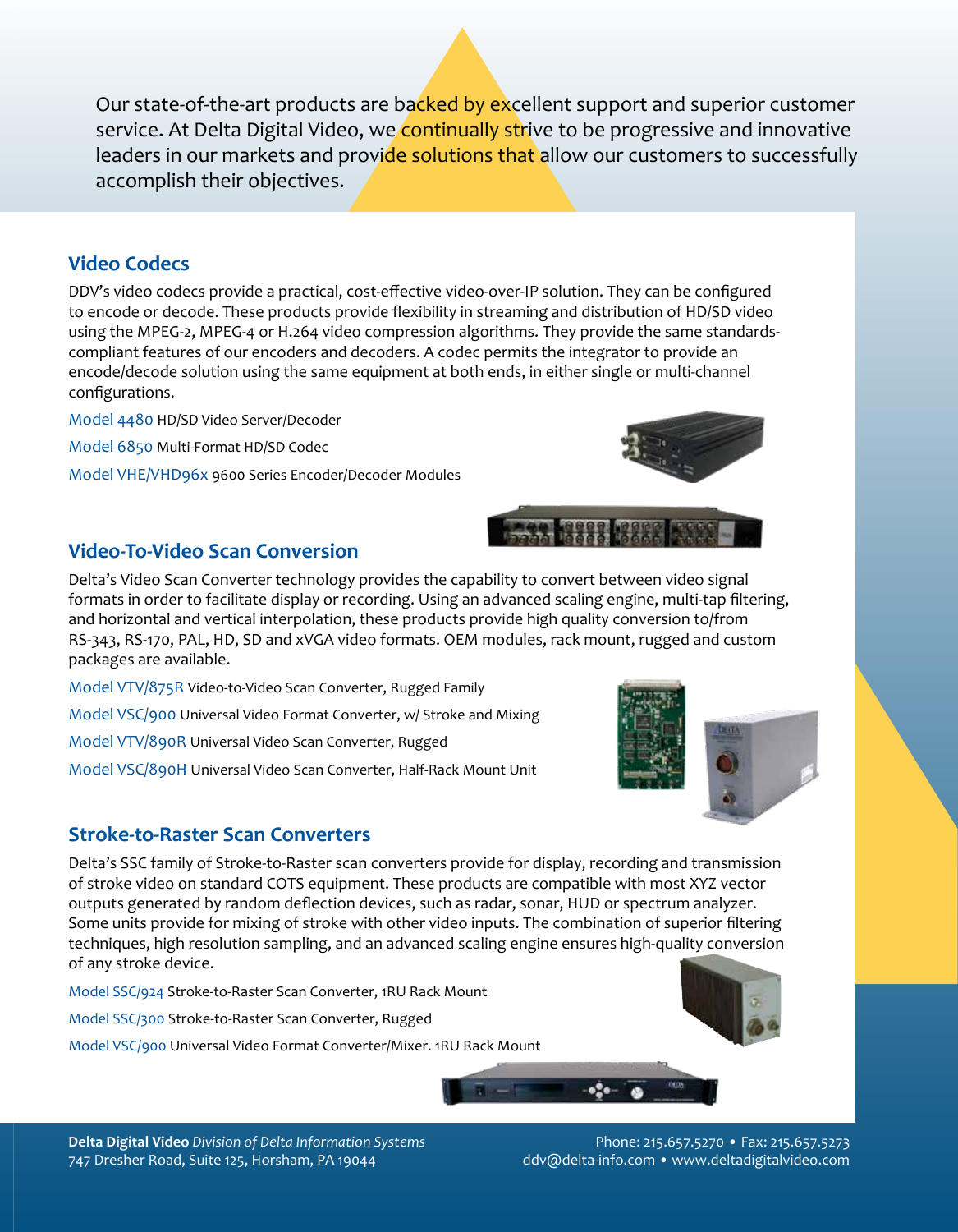Our state-of-the-art products are backed by excellent support and superior customer service. At Delta Digital Video, we continually strive to be progressive and innovative leaders in our markets and provide solutions that allow our customers to successfully accomplish their objectives.

## Video Codecs

DDV's video codecs provide a practical, cost-effective video-over-IP solution. They can be configured to encode or decode. These products provide flexibility in streaming and distribution of HD/SD video using the MPEG-2, MPEG-4 or H.264 video compression algorithms. They provide the same standards-compliant features of our encoders and decoders. A codec permits the integrator to provide an encode/decode solution using the same equipment at both ends, in either single or multi-channel configurations.

Model 4480 HD/SD Video Server/Decoder

Model 6850 Multi-Format HD/SD Codec

Model VHE/VHD96x 9600 Series Encoder/Decoder Modules

## Video-To-Video Scan Conversion

Delta's Video Scan Converter technology provides the capability to convert between video signal formats in order to facilitate display or recording. Using an advanced scaling engine, multi-tap filtering, and horizontal and vertical interpolation, these products provide high quality conversion to/from RS-343, RS-170, PAL, HD, SD and xVGA video formats. OEM modules, rack mount, rugged and custom packages are available.

Model VTV/875R Video-to-Video Scan Converter, Rugged Family

Model VSC/900 Universal Video Format Converter, w/ Stroke and Mixing

Model VTV/890R Universal Video Scan Converter, Rugged

Model VSC/890H Universal Video Scan Converter, Half-Rack Mount Unit

## Stroke-to-Raster Scan Converters

Delta's SSC family of Stroke-to-Raster scan converters provide for display, recording and transmission of stroke video on standard COTS equipment. These products are compatible with most XYZ vector outputs generated by random deflection devices, such as radar, sonar, HUD or spectrum analyzer. Some units provide for mixing of stroke with other video inputs. The combination of superior filtering techniques, high resolution sampling, and an advanced scaling engine ensures high-quality conversion of any stroke device.

Model SSC/924 Stroke-to-Raster Scan Converter, 1RU Rack Mount

Model SSC/300 Stroke-to-Raster Scan Converter, Rugged

Model VSC/900 Universal Video Format Converter/Mixer. 1RU Rack Mount

**Delta Digital Video** *Division of Delta Information Systems*
747 Dresher Road, Suite 125, Horsham, PA 19044

Phone: 215.657.5270 • Fax: 215.657.5273
ddv@delta-info.com • www.deltadigitalvideo.com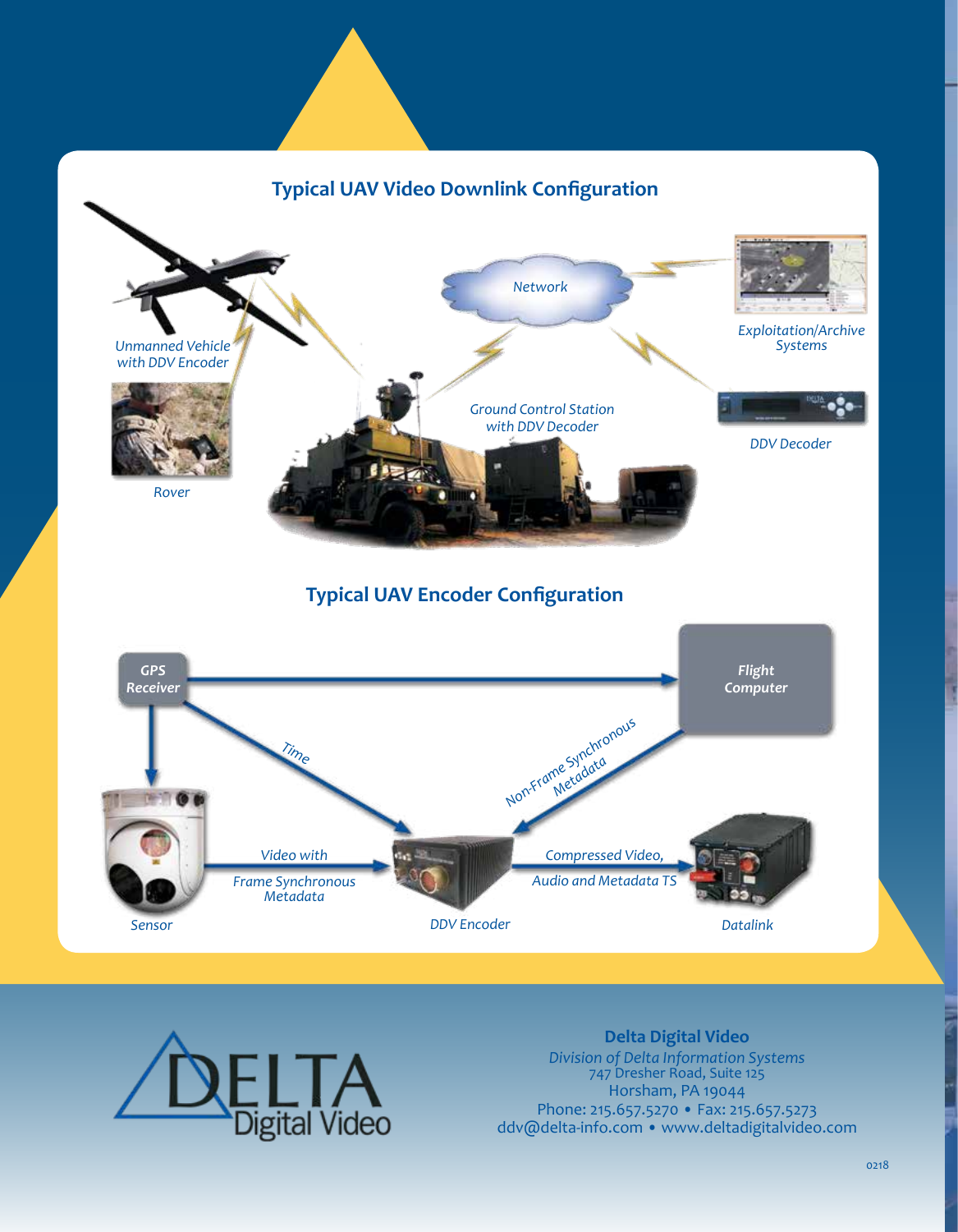## Typical UAV Video Downlink Configuration

Network

Exploitation/Archive Systems

Unmanned Vehicle with DDV Encoder

Ground Control Station with DDV Decoder

DDV Decoder

Rover

## Typical UAV Encoder Configuration

GPS Receiver

Flight Computer

Time

Non-Frame Synchronous Metadata

Video with Frame Synchronous Metadata

Compressed Video, Audio and Metadata TS

Sensor

DDV Encoder

Datalink

**Delta Digital Video**

*Division of Delta Information Systems*
747 Dresher Road, Suite 125
Horsham, PA 19044
Phone: 215.657.5270 • Fax: 215.657.5273
ddv@delta-info.com • www.deltadigitalvideo.com

0218